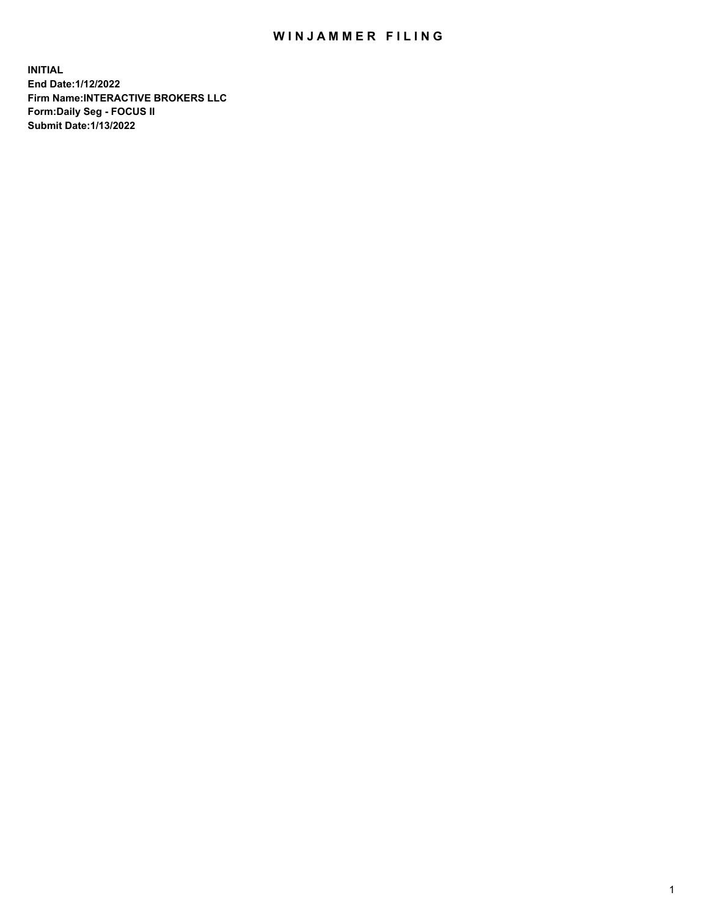# WINJAMMER FILING

**INITIAL**
**End Date:1/12/2022**
**Firm Name:INTERACTIVE BROKERS LLC**
**Form:Daily Seg - FOCUS II**
**Submit Date:1/13/2022**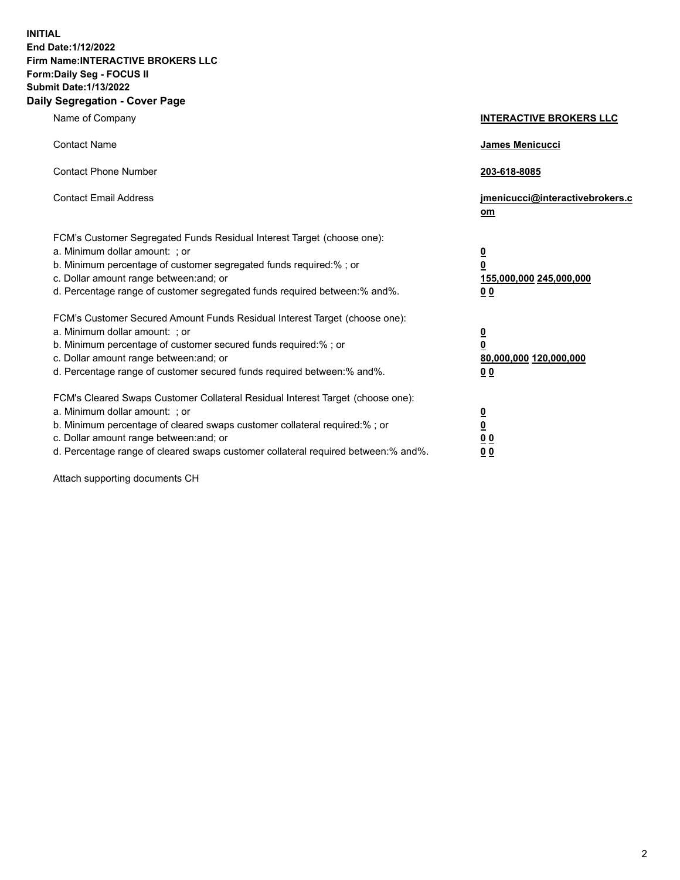**INITIAL**
**End Date:1/12/2022**
**Firm Name:INTERACTIVE BROKERS LLC**
**Form:Daily Seg - FOCUS II**
**Submit Date:1/13/2022**

## Daily Segregation - Cover Page

| | |
|---|---|
| Name of Company | **INTERACTIVE BROKERS LLC** |
| Contact Name | **James Menicucci** |
| Contact Phone Number | **203-618-8085** |
| Contact Email Address | **jmenicucci@interactivebrokers.com** |
| FCM's Customer Segregated Funds Residual Interest Target (choose one): | |
| a. Minimum dollar amount: ; or | **0** |
| b. Minimum percentage of customer segregated funds required:% ; or | **0** |
| c. Dollar amount range between:and; or | **155,000,000 245,000,000** |
| d. Percentage range of customer segregated funds required between:% and%. | **0 0** |
| FCM's Customer Secured Amount Funds Residual Interest Target (choose one): | |
| a. Minimum dollar amount: ; or | **0** |
| b. Minimum percentage of customer secured funds required:% ; or | **0** |
| c. Dollar amount range between:and; or | **80,000,000 120,000,000** |
| d. Percentage range of customer secured funds required between:% and%. | **0 0** |
| FCM's Cleared Swaps Customer Collateral Residual Interest Target (choose one): | |
| a. Minimum dollar amount: ; or | **0** |
| b. Minimum percentage of cleared swaps customer collateral required:% ; or | **0** |
| c. Dollar amount range between:and; or | **0 0** |
| d. Percentage range of cleared swaps customer collateral required between:% and%. | **0 0** |

Attach supporting documents CH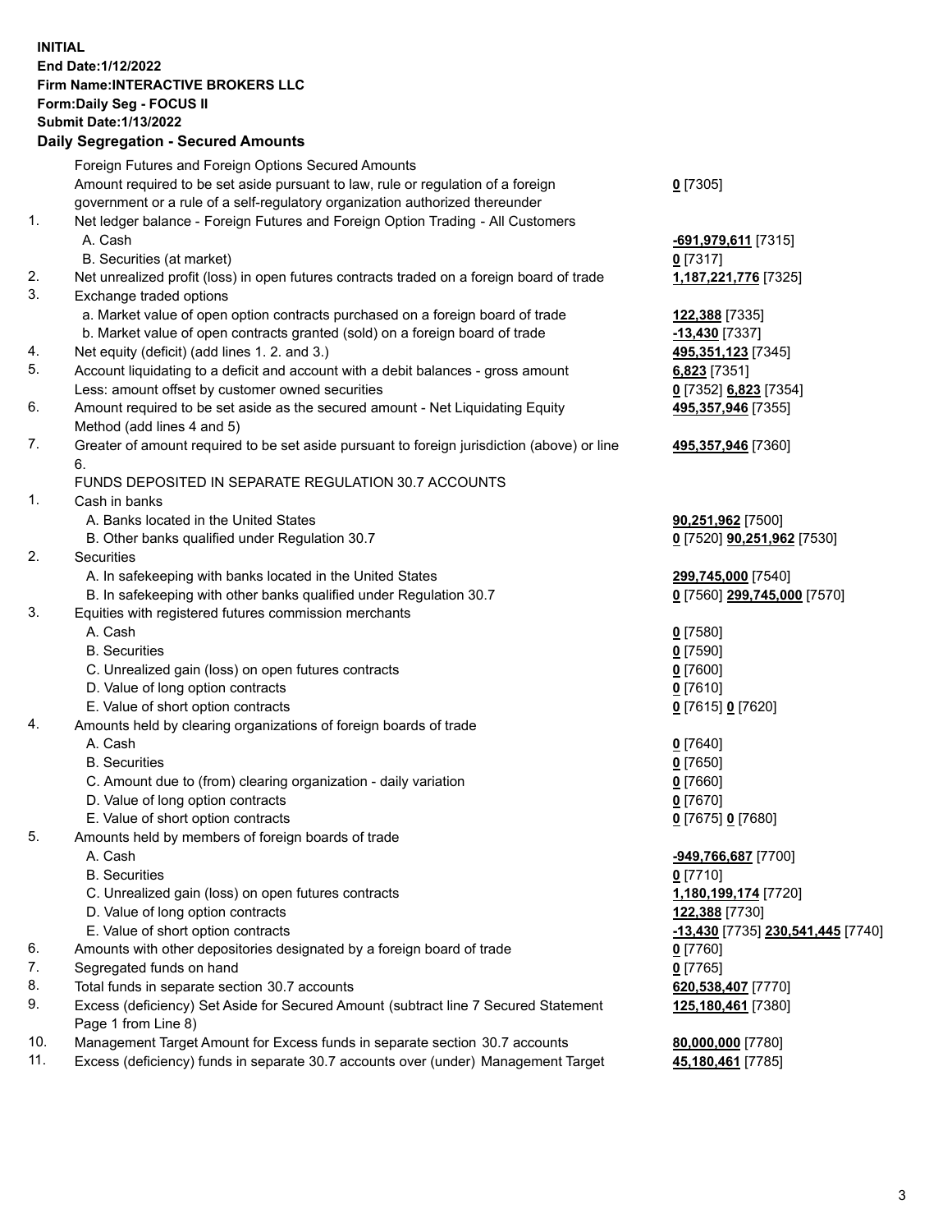**INITIAL**
**End Date:1/12/2022**
**Firm Name:INTERACTIVE BROKERS LLC**
**Form:Daily Seg - FOCUS II**
**Submit Date:1/13/2022**

### Daily Segregation - Secured Amounts

| | | |
|---|---|---|
| | Foreign Futures and Foreign Options Secured Amounts | |
| | Amount required to be set aside pursuant to law, rule or regulation of a foreign government or a rule of a self-regulatory organization authorized thereunder | **0** [7305] |
| 1. | Net ledger balance - Foreign Futures and Foreign Option Trading - All Customers | |
| | A. Cash | **-691,979,611** [7315] |
| | B. Securities (at market) | **0** [7317] |
| 2. | Net unrealized profit (loss) in open futures contracts traded on a foreign board of trade | **1,187,221,776** [7325] |
| 3. | Exchange traded options | |
| | a. Market value of open option contracts purchased on a foreign board of trade | **122,388** [7335] |
| | b. Market value of open contracts granted (sold) on a foreign board of trade | **-13,430** [7337] |
| 4. | Net equity (deficit) (add lines 1. 2. and 3.) | **495,351,123** [7345] |
| 5. | Account liquidating to a deficit and account with a debit balances - gross amount | **6,823** [7351] |
| | Less: amount offset by customer owned securities | **0** [7352] **6,823** [7354] |
| 6. | Amount required to be set aside as the secured amount - Net Liquidating Equity Method (add lines 4 and 5) | **495,357,946** [7355] |
| 7. | Greater of amount required to be set aside pursuant to foreign jurisdiction (above) or line 6. | **495,357,946** [7360] |
| | FUNDS DEPOSITED IN SEPARATE REGULATION 30.7 ACCOUNTS | |
| 1. | Cash in banks | |
| | A. Banks located in the United States | **90,251,962** [7500] |
| | B. Other banks qualified under Regulation 30.7 | **0** [7520] **90,251,962** [7530] |
| 2. | Securities | |
| | A. In safekeeping with banks located in the United States | **299,745,000** [7540] |
| | B. In safekeeping with other banks qualified under Regulation 30.7 | **0** [7560] **299,745,000** [7570] |
| 3. | Equities with registered futures commission merchants | |
| | A. Cash | **0** [7580] |
| | B. Securities | **0** [7590] |
| | C. Unrealized gain (loss) on open futures contracts | **0** [7600] |
| | D. Value of long option contracts | **0** [7610] |
| | E. Value of short option contracts | **0** [7615] **0** [7620] |
| 4. | Amounts held by clearing organizations of foreign boards of trade | |
| | A. Cash | **0** [7640] |
| | B. Securities | **0** [7650] |
| | C. Amount due to (from) clearing organization - daily variation | **0** [7660] |
| | D. Value of long option contracts | **0** [7670] |
| | E. Value of short option contracts | **0** [7675] **0** [7680] |
| 5. | Amounts held by members of foreign boards of trade | |
| | A. Cash | **-949,766,687** [7700] |
| | B. Securities | **0** [7710] |
| | C. Unrealized gain (loss) on open futures contracts | **1,180,199,174** [7720] |
| | D. Value of long option contracts | **122,388** [7730] |
| | E. Value of short option contracts | **-13,430** [7735] **230,541,445** [7740] |
| 6. | Amounts with other depositories designated by a foreign board of trade | **0** [7760] |
| 7. | Segregated funds on hand | **0** [7765] |
| 8. | Total funds in separate section 30.7 accounts | **620,538,407** [7770] |
| 9. | Excess (deficiency) Set Aside for Secured Amount (subtract line 7 Secured Statement Page 1 from Line 8) | **125,180,461** [7380] |
| 10. | Management Target Amount for Excess funds in separate section 30.7 accounts | **80,000,000** [7780] |
| 11. | Excess (deficiency) funds in separate 30.7 accounts over (under) Management Target | **45,180,461** [7785] |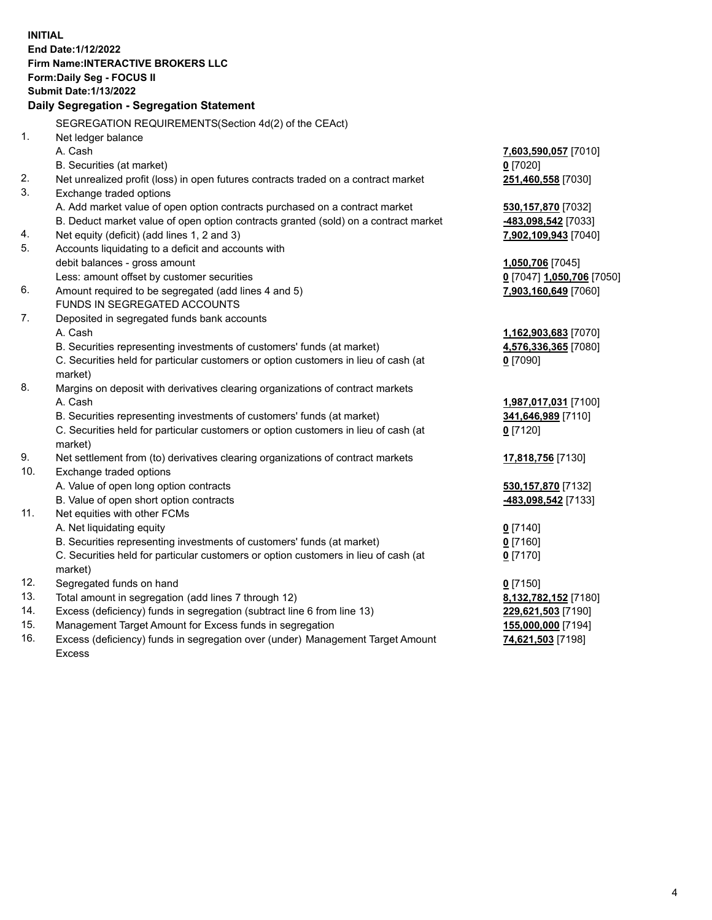**INITIAL**
**End Date:1/12/2022**
**Firm Name:INTERACTIVE BROKERS LLC**
**Form:Daily Seg - FOCUS II**
**Submit Date:1/13/2022**

**Daily Segregation - Segregation Statement**

SEGREGATION REQUIREMENTS(Section 4d(2) of the CEAct)

| | | |
|---|---|---|
| 1. | Net ledger balance | |
| | A. Cash | **7,603,590,057** [7010] |
| | B. Securities (at market) | **0** [7020] |
| 2. | Net unrealized profit (loss) in open futures contracts traded on a contract market | **251,460,558** [7030] |
| 3. | Exchange traded options | |
| | A. Add market value of open option contracts purchased on a contract market | **530,157,870** [7032] |
| | B. Deduct market value of open option contracts granted (sold) on a contract market | **-483,098,542** [7033] |
| 4. | Net equity (deficit) (add lines 1, 2 and 3) | **7,902,109,943** [7040] |
| 5. | Accounts liquidating to a deficit and accounts with | |
| | debit balances - gross amount | **1,050,706** [7045] |
| | Less: amount offset by customer securities | **0** [7047] **1,050,706** [7050] |
| 6. | Amount required to be segregated (add lines 4 and 5) | **7,903,160,649** [7060] |
| | FUNDS IN SEGREGATED ACCOUNTS | |
| 7. | Deposited in segregated funds bank accounts | |
| | A. Cash | **1,162,903,683** [7070] |
| | B. Securities representing investments of customers' funds (at market) | **4,576,336,365** [7080] |
| | C. Securities held for particular customers or option customers in lieu of cash (at market) | **0** [7090] |
| 8. | Margins on deposit with derivatives clearing organizations of contract markets | |
| | A. Cash | **1,987,017,031** [7100] |
| | B. Securities representing investments of customers' funds (at market) | **341,646,989** [7110] |
| | C. Securities held for particular customers or option customers in lieu of cash (at market) | **0** [7120] |
| 9. | Net settlement from (to) derivatives clearing organizations of contract markets | **17,818,756** [7130] |
| 10. | Exchange traded options | |
| | A. Value of open long option contracts | **530,157,870** [7132] |
| | B. Value of open short option contracts | **-483,098,542** [7133] |
| 11. | Net equities with other FCMs | |
| | A. Net liquidating equity | **0** [7140] |
| | B. Securities representing investments of customers' funds (at market) | **0** [7160] |
| | C. Securities held for particular customers or option customers in lieu of cash (at market) | **0** [7170] |
| 12. | Segregated funds on hand | **0** [7150] |
| 13. | Total amount in segregation (add lines 7 through 12) | **8,132,782,152** [7180] |
| 14. | Excess (deficiency) funds in segregation (subtract line 6 from line 13) | **229,621,503** [7190] |
| 15. | Management Target Amount for Excess funds in segregation | **155,000,000** [7194] |
| 16. | Excess (deficiency) funds in segregation over (under) Management Target Amount Excess | **74,621,503** [7198] |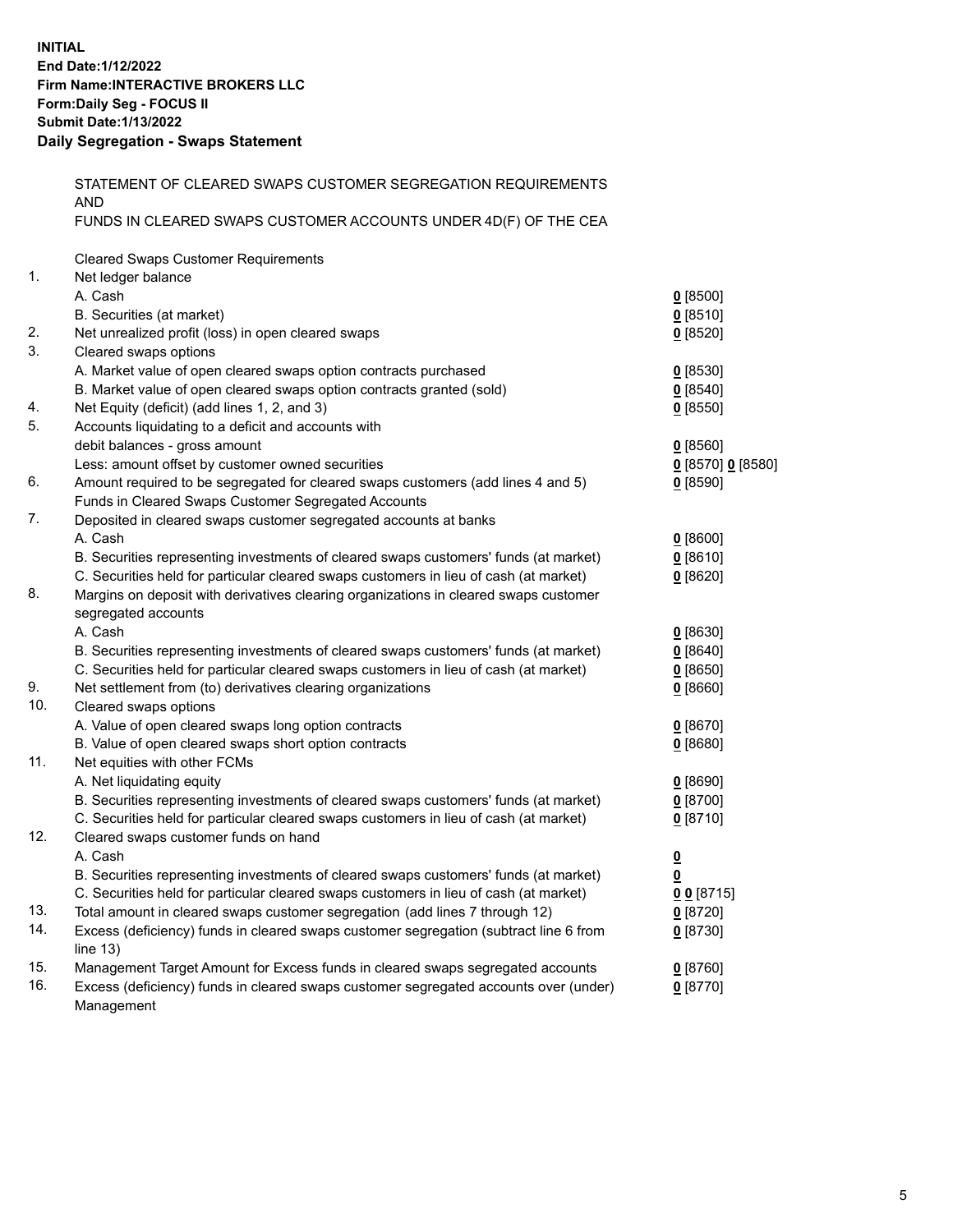**INITIAL**
**End Date:1/12/2022**
**Firm Name:INTERACTIVE BROKERS LLC**
**Form:Daily Seg - FOCUS II**
**Submit Date:1/13/2022**
**Daily Segregation - Swaps Statement**

STATEMENT OF CLEARED SWAPS CUSTOMER SEGREGATION REQUIREMENTS AND FUNDS IN CLEARED SWAPS CUSTOMER ACCOUNTS UNDER 4D(F) OF THE CEA

| | | |
|---|---|---|
| | Cleared Swaps Customer Requirements | |
| 1. | Net ledger balance | |
| | A. Cash | 0 [8500] |
| | B. Securities (at market) | 0 [8510] |
| 2. | Net unrealized profit (loss) in open cleared swaps | 0 [8520] |
| 3. | Cleared swaps options | |
| | A. Market value of open cleared swaps option contracts purchased | 0 [8530] |
| | B. Market value of open cleared swaps option contracts granted (sold) | 0 [8540] |
| 4. | Net Equity (deficit) (add lines 1, 2, and 3) | 0 [8550] |
| 5. | Accounts liquidating to a deficit and accounts with debit balances - gross amount | 0 [8560] |
| | Less: amount offset by customer owned securities | 0 [8570] 0 [8580] |
| 6. | Amount required to be segregated for cleared swaps customers (add lines 4 and 5) | 0 [8590] |
| | Funds in Cleared Swaps Customer Segregated Accounts | |
| 7. | Deposited in cleared swaps customer segregated accounts at banks | |
| | A. Cash | 0 [8600] |
| | B. Securities representing investments of cleared swaps customers' funds (at market) | 0 [8610] |
| | C. Securities held for particular cleared swaps customers in lieu of cash (at market) | 0 [8620] |
| 8. | Margins on deposit with derivatives clearing organizations in cleared swaps customer segregated accounts | |
| | A. Cash | 0 [8630] |
| | B. Securities representing investments of cleared swaps customers' funds (at market) | 0 [8640] |
| | C. Securities held for particular cleared swaps customers in lieu of cash (at market) | 0 [8650] |
| 9. | Net settlement from (to) derivatives clearing organizations | 0 [8660] |
| 10. | Cleared swaps options | |
| | A. Value of open cleared swaps long option contracts | 0 [8670] |
| | B. Value of open cleared swaps short option contracts | 0 [8680] |
| 11. | Net equities with other FCMs | |
| | A. Net liquidating equity | 0 [8690] |
| | B. Securities representing investments of cleared swaps customers' funds (at market) | 0 [8700] |
| | C. Securities held for particular cleared swaps customers in lieu of cash (at market) | 0 [8710] |
| 12. | Cleared swaps customer funds on hand | |
| | A. Cash | 0 |
| | B. Securities representing investments of cleared swaps customers' funds (at market) | 0 |
| | C. Securities held for particular cleared swaps customers in lieu of cash (at market) | 0 0 [8715] |
| 13. | Total amount in cleared swaps customer segregation (add lines 7 through 12) | 0 [8720] |
| 14. | Excess (deficiency) funds in cleared swaps customer segregation (subtract line 6 from line 13) | 0 [8730] |
| 15. | Management Target Amount for Excess funds in cleared swaps segregated accounts | 0 [8760] |
| 16. | Excess (deficiency) funds in cleared swaps customer segregated accounts over (under) Management | 0 [8770] |